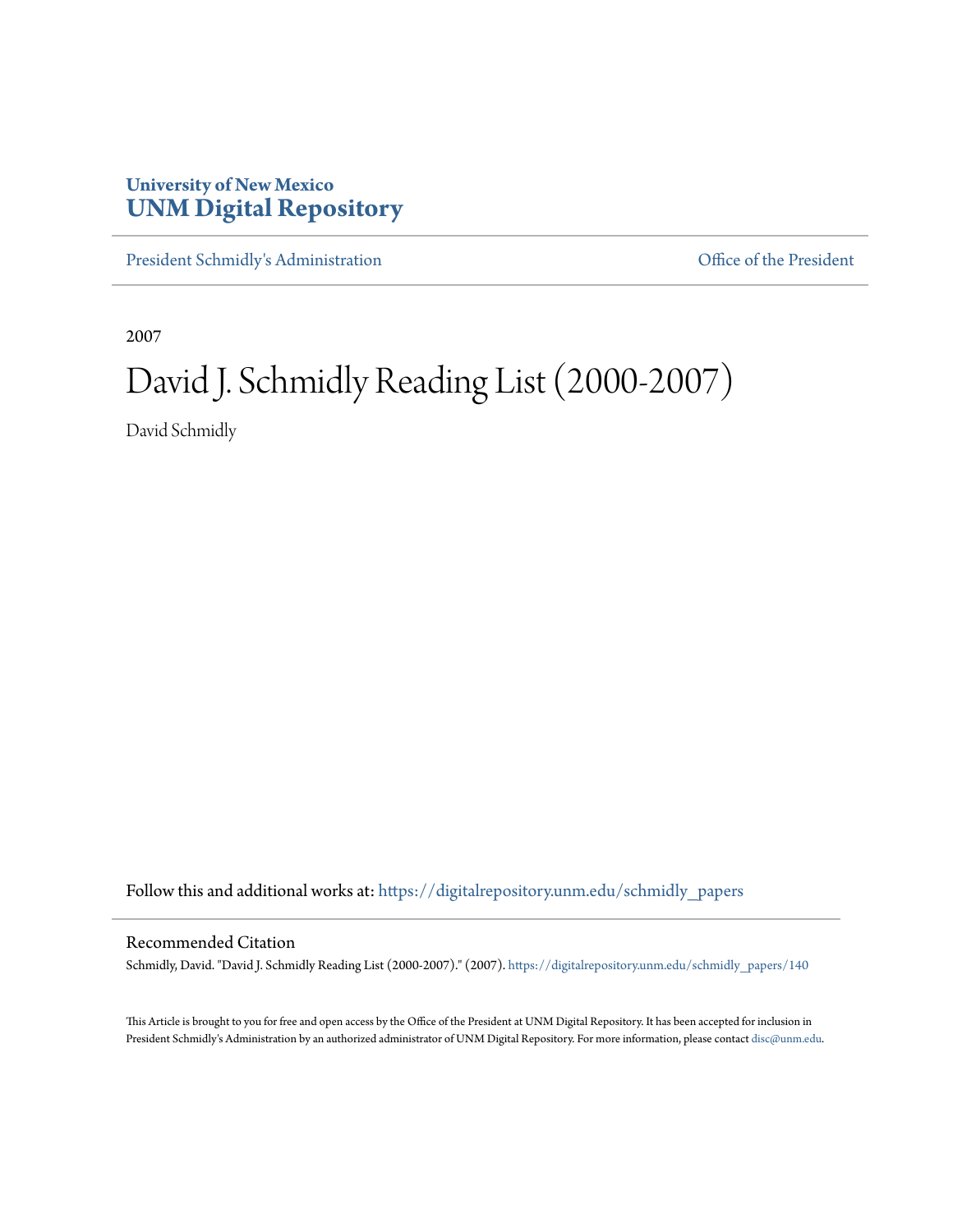University of New Mexico
**UNM Digital Repository**

President Schmidly's Administration | Office of the President

2007

# David J. Schmidly Reading List (2000-2007)

David Schmidly

Follow this and additional works at: https://digitalrepository.unm.edu/schmidly_papers

## Recommended Citation

Schmidly, David. "David J. Schmidly Reading List (2000-2007)." (2007). https://digitalrepository.unm.edu/schmidly_papers/140

This Article is brought to you for free and open access by the Office of the President at UNM Digital Repository. It has been accepted for inclusion in President Schmidly's Administration by an authorized administrator of UNM Digital Repository. For more information, please contact disc@unm.edu.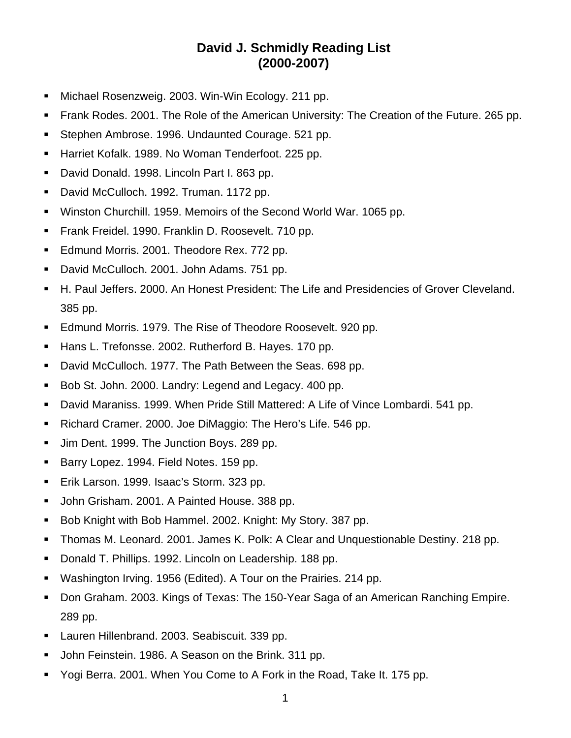# David J. Schmidly Reading List
# (2000-2007)

- Michael Rosenzweig. 2003. Win-Win Ecology. 211 pp.
- Frank Rodes. 2001. The Role of the American University: The Creation of the Future. 265 pp.
- Stephen Ambrose. 1996. Undaunted Courage. 521 pp.
- Harriet Kofalk. 1989. No Woman Tenderfoot. 225 pp.
- David Donald. 1998. Lincoln Part I. 863 pp.
- David McCulloch. 1992. Truman. 1172 pp.
- Winston Churchill. 1959. Memoirs of the Second World War. 1065 pp.
- Frank Freidel. 1990. Franklin D. Roosevelt. 710 pp.
- Edmund Morris. 2001. Theodore Rex. 772 pp.
- David McCulloch. 2001. John Adams. 751 pp.
- H. Paul Jeffers. 2000. An Honest President: The Life and Presidencies of Grover Cleveland. 385 pp.
- Edmund Morris. 1979. The Rise of Theodore Roosevelt. 920 pp.
- Hans L. Trefonsse. 2002. Rutherford B. Hayes. 170 pp.
- David McCulloch. 1977. The Path Between the Seas. 698 pp.
- Bob St. John. 2000. Landry: Legend and Legacy. 400 pp.
- David Maraniss. 1999. When Pride Still Mattered: A Life of Vince Lombardi. 541 pp.
- Richard Cramer. 2000. Joe DiMaggio: The Hero's Life. 546 pp.
- Jim Dent. 1999. The Junction Boys. 289 pp.
- Barry Lopez. 1994. Field Notes. 159 pp.
- Erik Larson. 1999. Isaac's Storm. 323 pp.
- John Grisham. 2001. A Painted House. 388 pp.
- Bob Knight with Bob Hammel. 2002. Knight: My Story. 387 pp.
- Thomas M. Leonard. 2001. James K. Polk: A Clear and Unquestionable Destiny. 218 pp.
- Donald T. Phillips. 1992. Lincoln on Leadership. 188 pp.
- Washington Irving. 1956 (Edited). A Tour on the Prairies. 214 pp.
- Don Graham. 2003. Kings of Texas: The 150-Year Saga of an American Ranching Empire. 289 pp.
- Lauren Hillenbrand. 2003. Seabiscuit. 339 pp.
- John Feinstein. 1986. A Season on the Brink. 311 pp.
- Yogi Berra. 2001. When You Come to A Fork in the Road, Take It. 175 pp.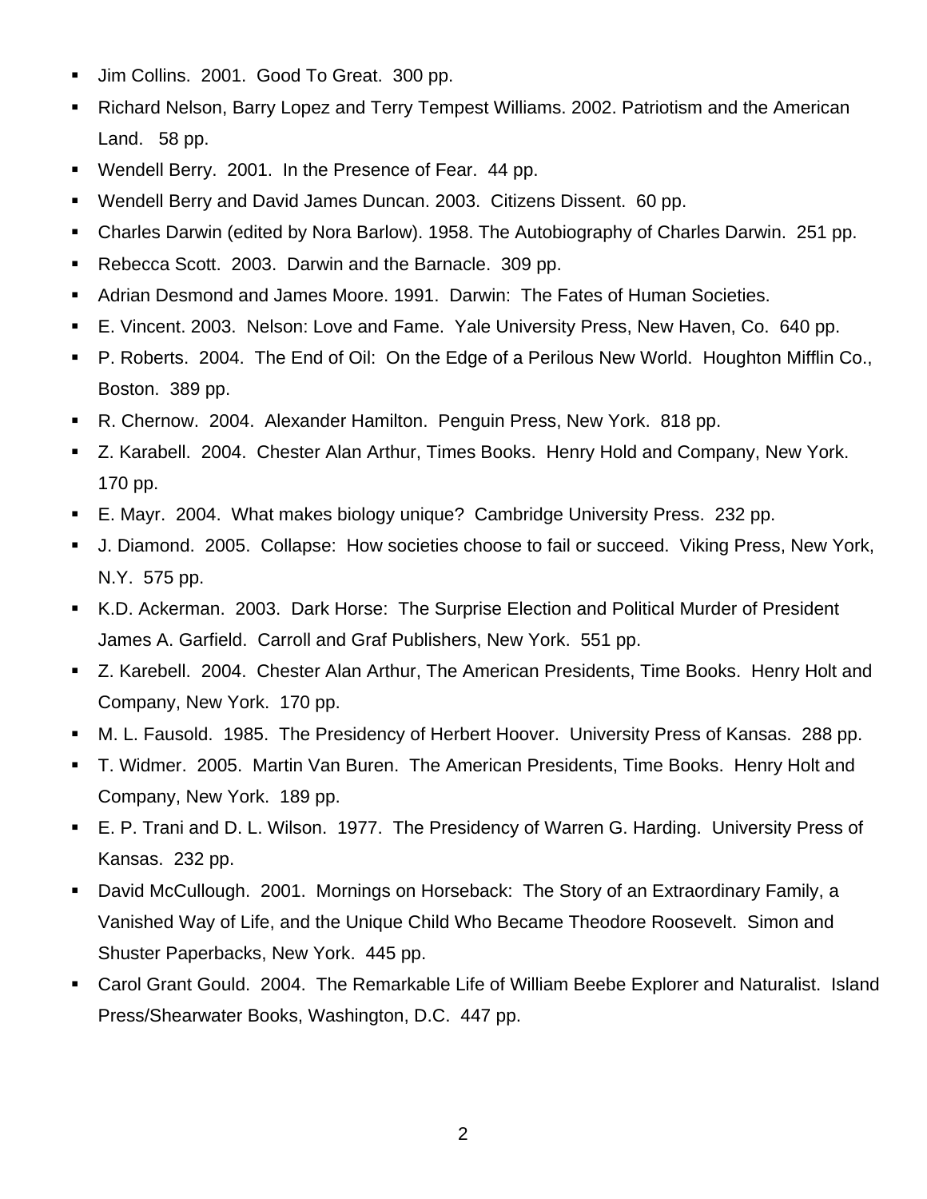- Jim Collins. 2001. Good To Great. 300 pp.
- Richard Nelson, Barry Lopez and Terry Tempest Williams. 2002. Patriotism and the American Land. 58 pp.
- Wendell Berry. 2001. In the Presence of Fear. 44 pp.
- Wendell Berry and David James Duncan. 2003. Citizens Dissent. 60 pp.
- Charles Darwin (edited by Nora Barlow). 1958. The Autobiography of Charles Darwin. 251 pp.
- Rebecca Scott. 2003. Darwin and the Barnacle. 309 pp.
- Adrian Desmond and James Moore. 1991. Darwin: The Fates of Human Societies.
- E. Vincent. 2003. Nelson: Love and Fame. Yale University Press, New Haven, Co. 640 pp.
- P. Roberts. 2004. The End of Oil: On the Edge of a Perilous New World. Houghton Mifflin Co., Boston. 389 pp.
- R. Chernow. 2004. Alexander Hamilton. Penguin Press, New York. 818 pp.
- Z. Karabell. 2004. Chester Alan Arthur, Times Books. Henry Hold and Company, New York. 170 pp.
- E. Mayr. 2004. What makes biology unique? Cambridge University Press. 232 pp.
- J. Diamond. 2005. Collapse: How societies choose to fail or succeed. Viking Press, New York, N.Y. 575 pp.
- K.D. Ackerman. 2003. Dark Horse: The Surprise Election and Political Murder of President James A. Garfield. Carroll and Graf Publishers, New York. 551 pp.
- Z. Karebell. 2004. Chester Alan Arthur, The American Presidents, Time Books. Henry Holt and Company, New York. 170 pp.
- M. L. Fausold. 1985. The Presidency of Herbert Hoover. University Press of Kansas. 288 pp.
- T. Widmer. 2005. Martin Van Buren. The American Presidents, Time Books. Henry Holt and Company, New York. 189 pp.
- E. P. Trani and D. L. Wilson. 1977. The Presidency of Warren G. Harding. University Press of Kansas. 232 pp.
- David McCullough. 2001. Mornings on Horseback: The Story of an Extraordinary Family, a Vanished Way of Life, and the Unique Child Who Became Theodore Roosevelt. Simon and Shuster Paperbacks, New York. 445 pp.
- Carol Grant Gould. 2004. The Remarkable Life of William Beebe Explorer and Naturalist. Island Press/Shearwater Books, Washington, D.C. 447 pp.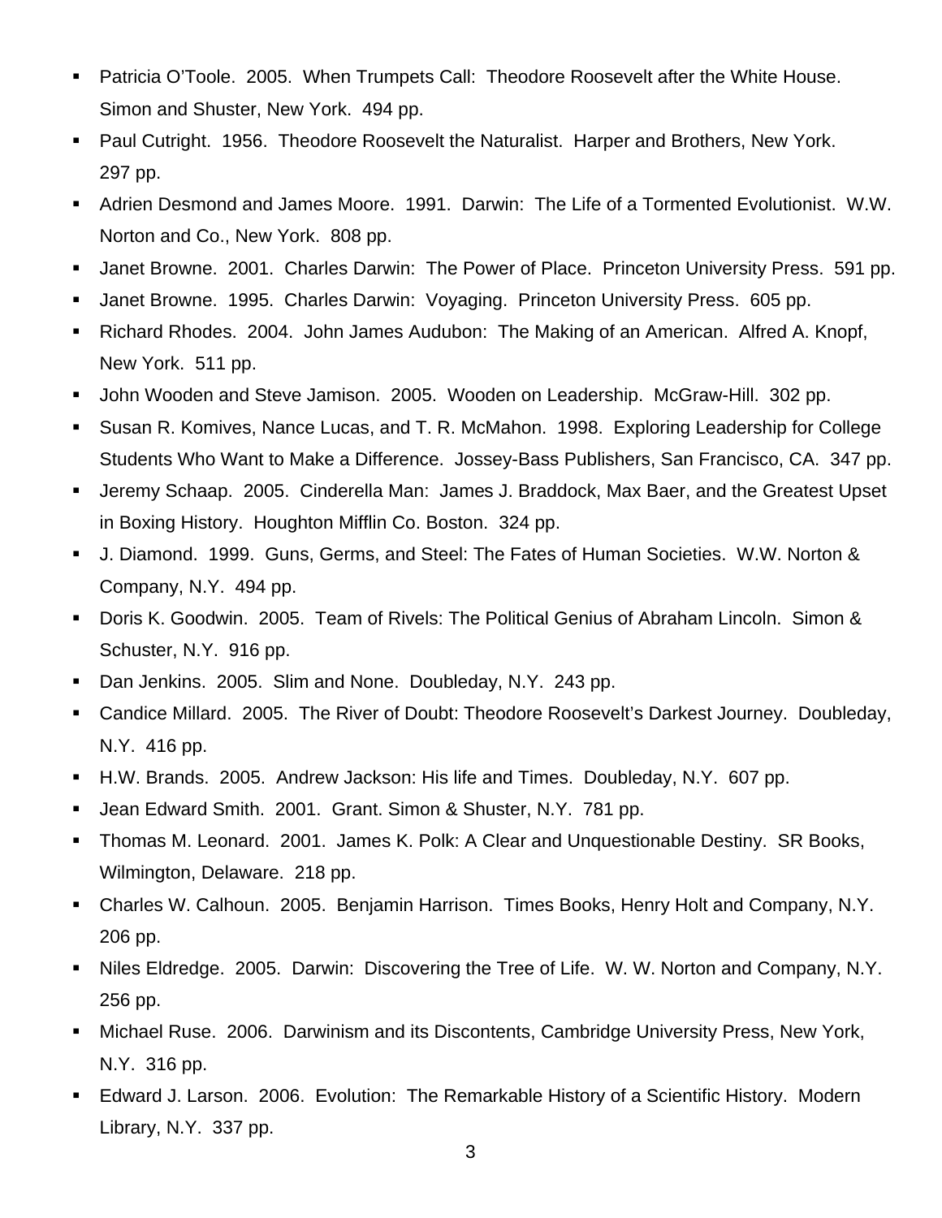- Patricia O'Toole. 2005. When Trumpets Call: Theodore Roosevelt after the White House. Simon and Shuster, New York. 494 pp.
- Paul Cutright. 1956. Theodore Roosevelt the Naturalist. Harper and Brothers, New York. 297 pp.
- Adrien Desmond and James Moore. 1991. Darwin: The Life of a Tormented Evolutionist. W.W. Norton and Co., New York. 808 pp.
- Janet Browne. 2001. Charles Darwin: The Power of Place. Princeton University Press. 591 pp.
- Janet Browne. 1995. Charles Darwin: Voyaging. Princeton University Press. 605 pp.
- Richard Rhodes. 2004. John James Audubon: The Making of an American. Alfred A. Knopf, New York. 511 pp.
- John Wooden and Steve Jamison. 2005. Wooden on Leadership. McGraw-Hill. 302 pp.
- Susan R. Komives, Nance Lucas, and T. R. McMahon. 1998. Exploring Leadership for College Students Who Want to Make a Difference. Jossey-Bass Publishers, San Francisco, CA. 347 pp.
- Jeremy Schaap. 2005. Cinderella Man: James J. Braddock, Max Baer, and the Greatest Upset in Boxing History. Houghton Mifflin Co. Boston. 324 pp.
- J. Diamond. 1999. Guns, Germs, and Steel: The Fates of Human Societies. W.W. Norton & Company, N.Y. 494 pp.
- Doris K. Goodwin. 2005. Team of Rivels: The Political Genius of Abraham Lincoln. Simon & Schuster, N.Y. 916 pp.
- Dan Jenkins. 2005. Slim and None. Doubleday, N.Y. 243 pp.
- Candice Millard. 2005. The River of Doubt: Theodore Roosevelt's Darkest Journey. Doubleday, N.Y. 416 pp.
- H.W. Brands. 2005. Andrew Jackson: His life and Times. Doubleday, N.Y. 607 pp.
- Jean Edward Smith. 2001. Grant. Simon & Shuster, N.Y. 781 pp.
- Thomas M. Leonard. 2001. James K. Polk: A Clear and Unquestionable Destiny. SR Books, Wilmington, Delaware. 218 pp.
- Charles W. Calhoun. 2005. Benjamin Harrison. Times Books, Henry Holt and Company, N.Y. 206 pp.
- Niles Eldredge. 2005. Darwin: Discovering the Tree of Life. W. W. Norton and Company, N.Y. 256 pp.
- Michael Ruse. 2006. Darwinism and its Discontents, Cambridge University Press, New York, N.Y. 316 pp.
- Edward J. Larson. 2006. Evolution: The Remarkable History of a Scientific History. Modern Library, N.Y. 337 pp.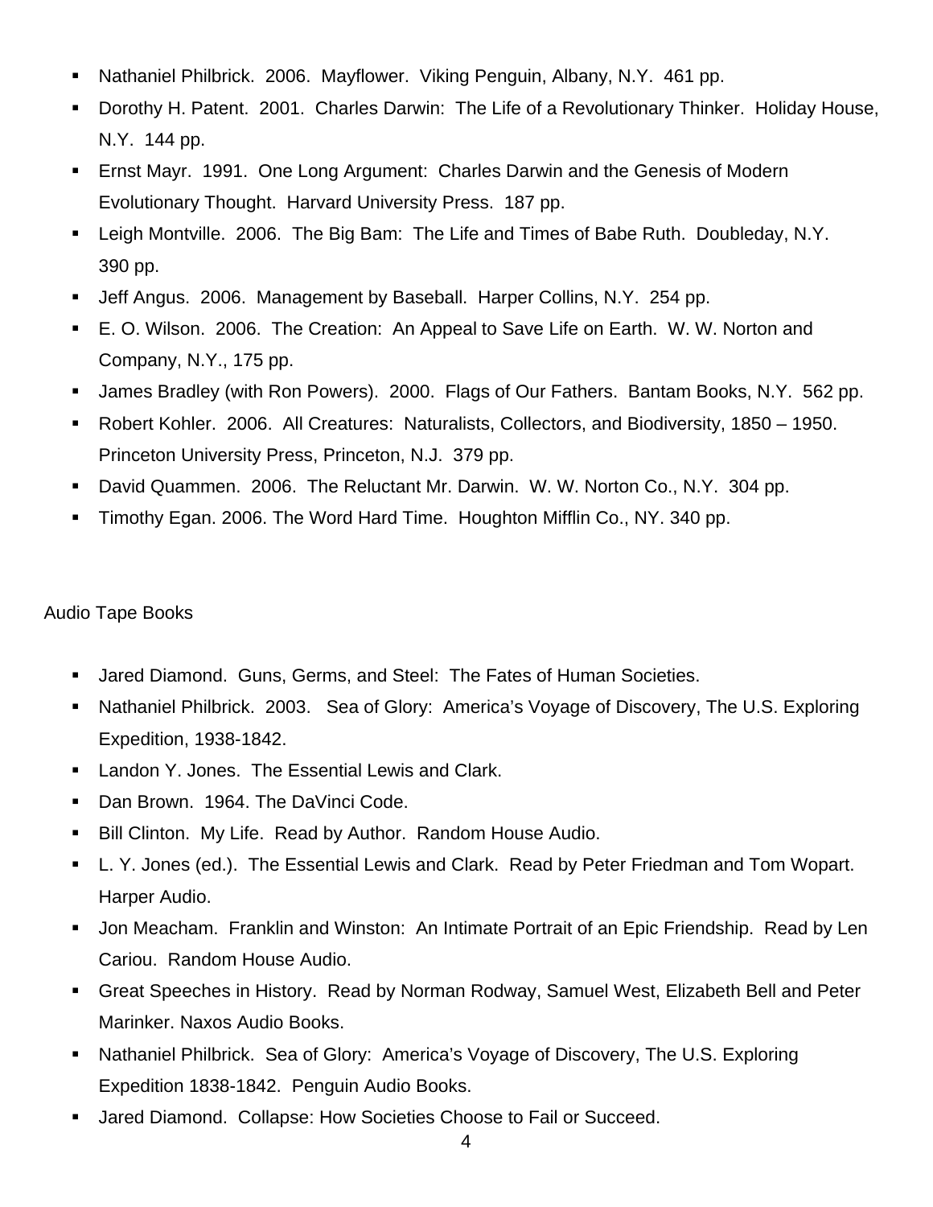- Nathaniel Philbrick.  2006.  Mayflower.  Viking Penguin, Albany, N.Y.  461 pp.
- Dorothy H. Patent.  2001.  Charles Darwin:  The Life of a Revolutionary Thinker.  Holiday House, N.Y.  144 pp.
- Ernst Mayr.  1991.  One Long Argument:  Charles Darwin and the Genesis of Modern Evolutionary Thought.  Harvard University Press.  187 pp.
- Leigh Montville.  2006.  The Big Bam:  The Life and Times of Babe Ruth.  Doubleday, N.Y.  390 pp.
- Jeff Angus.  2006.  Management by Baseball.  Harper Collins, N.Y.  254 pp.
- E. O. Wilson.  2006.  The Creation:  An Appeal to Save Life on Earth.  W. W. Norton and Company, N.Y., 175 pp.
- James Bradley (with Ron Powers).  2000.  Flags of Our Fathers.  Bantam Books, N.Y.  562 pp.
- Robert Kohler.  2006.  All Creatures:  Naturalists, Collectors, and Biodiversity, 1850 – 1950.  Princeton University Press, Princeton, N.J.  379 pp.
- David Quammen.  2006.  The Reluctant Mr. Darwin.  W. W. Norton Co., N.Y.  304 pp.
- Timothy Egan. 2006. The Word Hard Time.  Houghton Mifflin Co., NY. 340 pp.

Audio Tape Books

- Jared Diamond.  Guns, Germs, and Steel:  The Fates of Human Societies.
- Nathaniel Philbrick.  2003.   Sea of Glory:  America's Voyage of Discovery, The U.S. Exploring Expedition, 1938-1842.
- Landon Y. Jones.  The Essential Lewis and Clark.
- Dan Brown.  1964. The DaVinci Code.
- Bill Clinton.  My Life.  Read by Author.  Random House Audio.
- L. Y. Jones (ed.).  The Essential Lewis and Clark.  Read by Peter Friedman and Tom Wopart.  Harper Audio.
- Jon Meacham.  Franklin and Winston:  An Intimate Portrait of an Epic Friendship.  Read by Len Cariou.  Random House Audio.
- Great Speeches in History.  Read by Norman Rodway, Samuel West, Elizabeth Bell and Peter Marinker. Naxos Audio Books.
- Nathaniel Philbrick.  Sea of Glory:  America's Voyage of Discovery, The U.S. Exploring Expedition 1838-1842.  Penguin Audio Books.
- Jared Diamond.  Collapse: How Societies Choose to Fail or Succeed.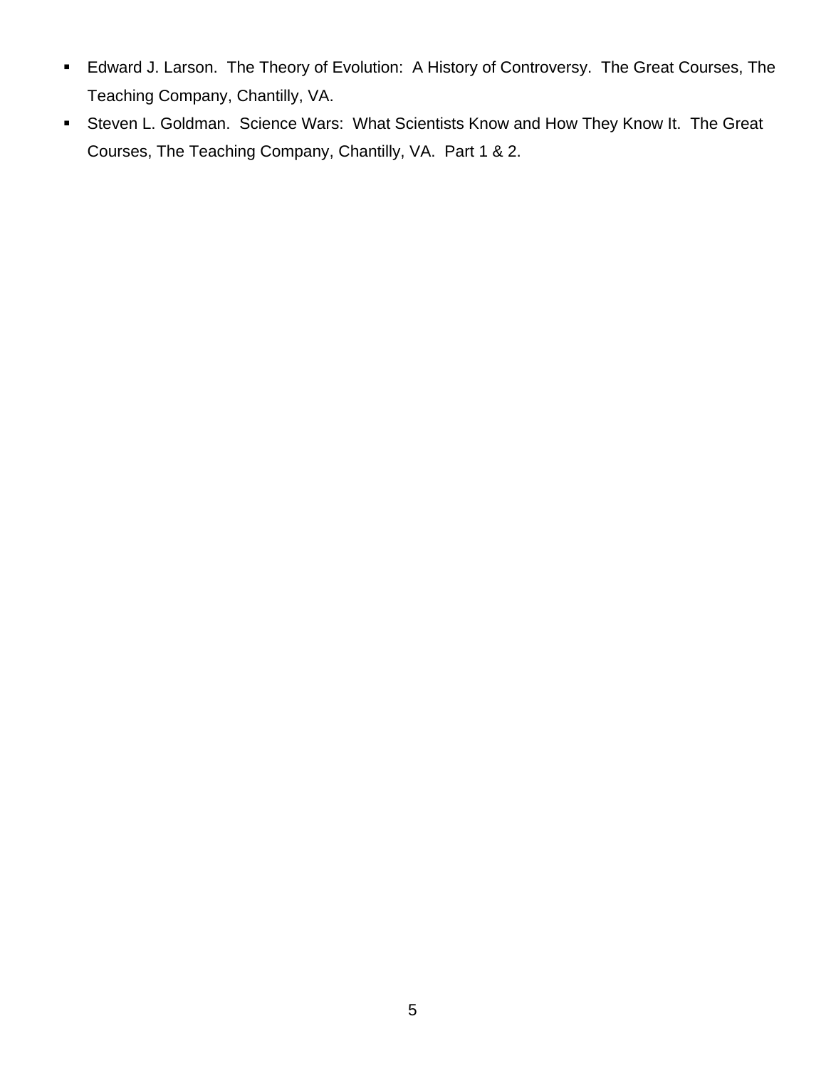- Edward J. Larson. The Theory of Evolution: A History of Controversy. The Great Courses, The Teaching Company, Chantilly, VA.
- Steven L. Goldman. Science Wars: What Scientists Know and How They Know It. The Great Courses, The Teaching Company, Chantilly, VA. Part 1 & 2.